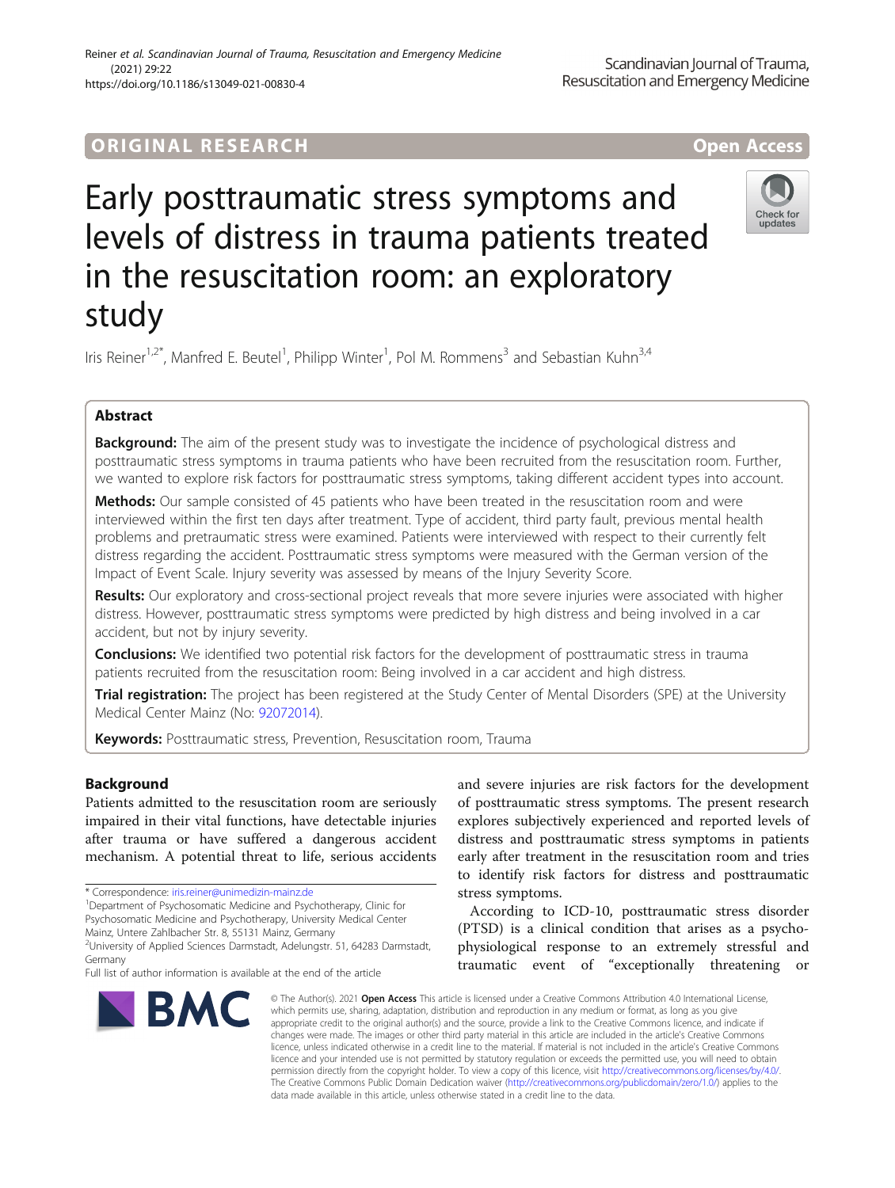ORIGINAL RESEARCH

Open Access

# Early posttraumatic stress symptoms and levels of distress in trauma patients treated in the resuscitation room: an exploratory study

Iris Reiner[1,2*], Manfred E. Beutel[1], Philipp Winter[1], Pol M. Rommens[3] and Sebastian Kuhn[3,4]

## Abstract

**Background:** The aim of the present study was to investigate the incidence of psychological distress and posttraumatic stress symptoms in trauma patients who have been recruited from the resuscitation room. Further, we wanted to explore risk factors for posttraumatic stress symptoms, taking different accident types into account.

**Methods:** Our sample consisted of 45 patients who have been treated in the resuscitation room and were interviewed within the first ten days after treatment. Type of accident, third party fault, previous mental health problems and pretraumatic stress were examined. Patients were interviewed with respect to their currently felt distress regarding the accident. Posttraumatic stress symptoms were measured with the German version of the Impact of Event Scale. Injury severity was assessed by means of the Injury Severity Score.

**Results:** Our exploratory and cross-sectional project reveals that more severe injuries were associated with higher distress. However, posttraumatic stress symptoms were predicted by high distress and being involved in a car accident, but not by injury severity.

**Conclusions:** We identified two potential risk factors for the development of posttraumatic stress in trauma patients recruited from the resuscitation room: Being involved in a car accident and high distress.

**Trial registration:** The project has been registered at the Study Center of Mental Disorders (SPE) at the University Medical Center Mainz (No: 92072014).

**Keywords:** Posttraumatic stress, Prevention, Resuscitation room, Trauma

## Background

Patients admitted to the resuscitation room are seriously impaired in their vital functions, have detectable injuries after trauma or have suffered a dangerous accident mechanism. A potential threat to life, serious accidents and severe injuries are risk factors for the development of posttraumatic stress symptoms. The present research explores subjectively experienced and reported levels of distress and posttraumatic stress symptoms in patients early after treatment in the resuscitation room and tries to identify risk factors for distress and posttraumatic stress symptoms.

According to ICD-10, posttraumatic stress disorder (PTSD) is a clinical condition that arises as a psycho-physiological response to an extremely stressful and traumatic event of "exceptionally threatening or

\* Correspondence: iris.reiner@unimedizin-mainz.de

[1]Department of Psychosomatic Medicine and Psychotherapy, Clinic for Psychosomatic Medicine and Psychotherapy, University Medical Center Mainz, Untere Zahlbacher Str. 8, 55131 Mainz, Germany

[2]University of Applied Sciences Darmstadt, Adelungstr. 51, 64283 Darmstadt, Germany

Full list of author information is available at the end of the article

© The Author(s). 2021 **Open Access** This article is licensed under a Creative Commons Attribution 4.0 International License, which permits use, sharing, adaptation, distribution and reproduction in any medium or format, as long as you give appropriate credit to the original author(s) and the source, provide a link to the Creative Commons licence, and indicate if changes were made. The images or other third party material in this article are included in the article's Creative Commons licence, unless indicated otherwise in a credit line to the material. If material is not included in the article's Creative Commons licence and your intended use is not permitted by statutory regulation or exceeds the permitted use, you will need to obtain permission directly from the copyright holder. To view a copy of this licence, visit http://creativecommons.org/licenses/by/4.0/. The Creative Commons Public Domain Dedication waiver (http://creativecommons.org/publicdomain/zero/1.0/) applies to the data made available in this article, unless otherwise stated in a credit line to the data.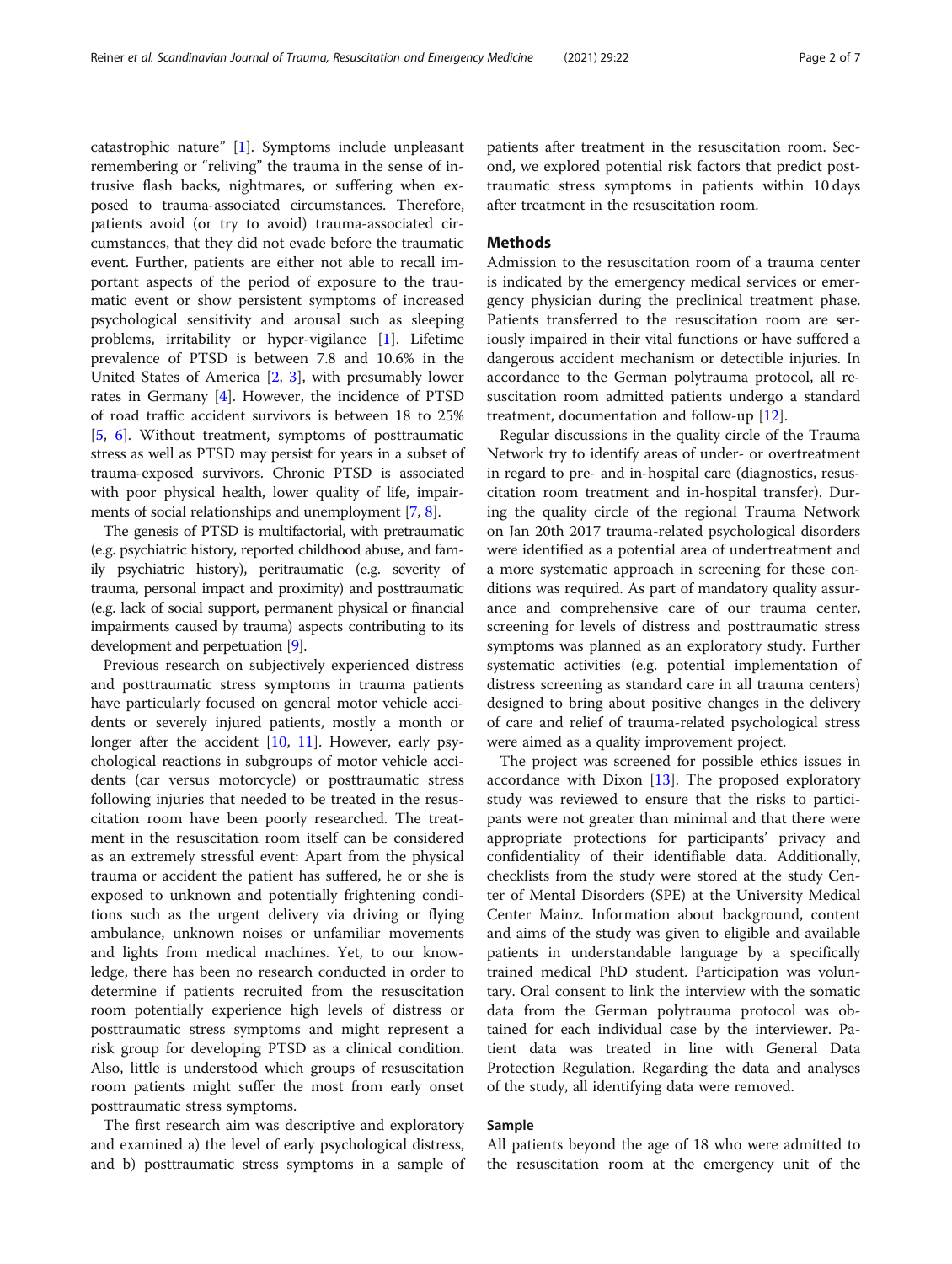catastrophic nature" [1]. Symptoms include unpleasant remembering or "reliving" the trauma in the sense of intrusive flash backs, nightmares, or suffering when exposed to trauma-associated circumstances. Therefore, patients avoid (or try to avoid) trauma-associated circumstances, that they did not evade before the traumatic event. Further, patients are either not able to recall important aspects of the period of exposure to the traumatic event or show persistent symptoms of increased psychological sensitivity and arousal such as sleeping problems, irritability or hyper-vigilance [1]. Lifetime prevalence of PTSD is between 7.8 and 10.6% in the United States of America [2, 3], with presumably lower rates in Germany [4]. However, the incidence of PTSD of road traffic accident survivors is between 18 to 25% [5, 6]. Without treatment, symptoms of posttraumatic stress as well as PTSD may persist for years in a subset of trauma-exposed survivors. Chronic PTSD is associated with poor physical health, lower quality of life, impairments of social relationships and unemployment [7, 8].

The genesis of PTSD is multifactorial, with pretraumatic (e.g. psychiatric history, reported childhood abuse, and family psychiatric history), peritraumatic (e.g. severity of trauma, personal impact and proximity) and posttraumatic (e.g. lack of social support, permanent physical or financial impairments caused by trauma) aspects contributing to its development and perpetuation [9].

Previous research on subjectively experienced distress and posttraumatic stress symptoms in trauma patients have particularly focused on general motor vehicle accidents or severely injured patients, mostly a month or longer after the accident [10, 11]. However, early psychological reactions in subgroups of motor vehicle accidents (car versus motorcycle) or posttraumatic stress following injuries that needed to be treated in the resuscitation room have been poorly researched. The treatment in the resuscitation room itself can be considered as an extremely stressful event: Apart from the physical trauma or accident the patient has suffered, he or she is exposed to unknown and potentially frightening conditions such as the urgent delivery via driving or flying ambulance, unknown noises or unfamiliar movements and lights from medical machines. Yet, to our knowledge, there has been no research conducted in order to determine if patients recruited from the resuscitation room potentially experience high levels of distress or posttraumatic stress symptoms and might represent a risk group for developing PTSD as a clinical condition. Also, little is understood which groups of resuscitation room patients might suffer the most from early onset posttraumatic stress symptoms.

The first research aim was descriptive and exploratory and examined a) the level of early psychological distress, and b) posttraumatic stress symptoms in a sample of patients after treatment in the resuscitation room. Second, we explored potential risk factors that predict posttraumatic stress symptoms in patients within 10 days after treatment in the resuscitation room.

## Methods

Admission to the resuscitation room of a trauma center is indicated by the emergency medical services or emergency physician during the preclinical treatment phase. Patients transferred to the resuscitation room are seriously impaired in their vital functions or have suffered a dangerous accident mechanism or detectible injuries. In accordance to the German polytrauma protocol, all resuscitation room admitted patients undergo a standard treatment, documentation and follow-up [12].

Regular discussions in the quality circle of the Trauma Network try to identify areas of under- or overtreatment in regard to pre- and in-hospital care (diagnostics, resuscitation room treatment and in-hospital transfer). During the quality circle of the regional Trauma Network on Jan 20th 2017 trauma-related psychological disorders were identified as a potential area of undertreatment and a more systematic approach in screening for these conditions was required. As part of mandatory quality assurance and comprehensive care of our trauma center, screening for levels of distress and posttraumatic stress symptoms was planned as an exploratory study. Further systematic activities (e.g. potential implementation of distress screening as standard care in all trauma centers) designed to bring about positive changes in the delivery of care and relief of trauma-related psychological stress were aimed as a quality improvement project.

The project was screened for possible ethics issues in accordance with Dixon [13]. The proposed exploratory study was reviewed to ensure that the risks to participants were not greater than minimal and that there were appropriate protections for participants' privacy and confidentiality of their identifiable data. Additionally, checklists from the study were stored at the study Center of Mental Disorders (SPE) at the University Medical Center Mainz. Information about background, content and aims of the study was given to eligible and available patients in understandable language by a specifically trained medical PhD student. Participation was voluntary. Oral consent to link the interview with the somatic data from the German polytrauma protocol was obtained for each individual case by the interviewer. Patient data was treated in line with General Data Protection Regulation. Regarding the data and analyses of the study, all identifying data were removed.

### Sample

All patients beyond the age of 18 who were admitted to the resuscitation room at the emergency unit of the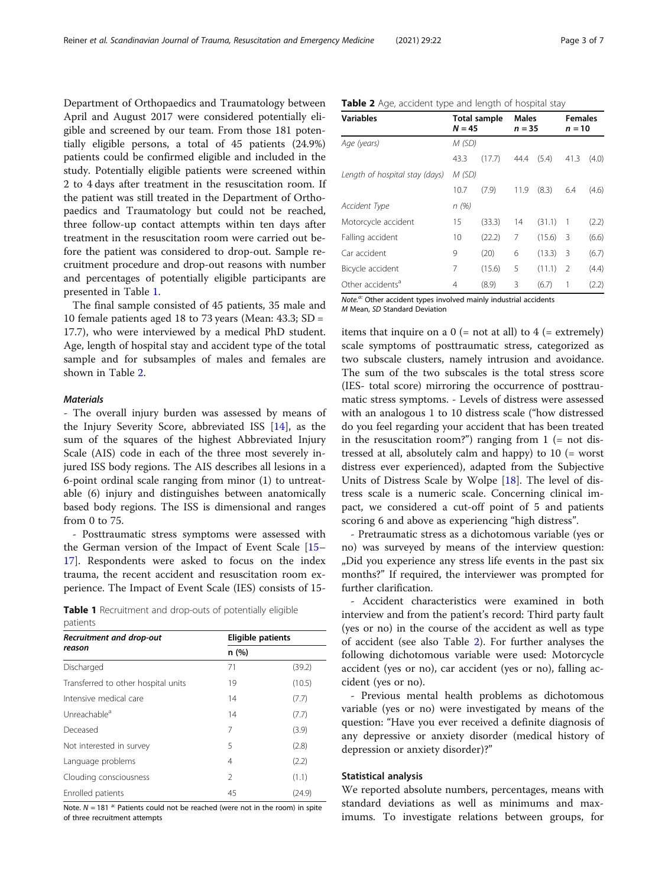Department of Orthopaedics and Traumatology between April and August 2017 were considered potentially eligible and screened by our team. From those 181 potentially eligible persons, a total of 45 patients (24.9%) patients could be confirmed eligible and included in the study. Potentially eligible patients were screened within 2 to 4 days after treatment in the resuscitation room. If the patient was still treated in the Department of Orthopaedics and Traumatology but could not be reached, three follow-up contact attempts within ten days after treatment in the resuscitation room were carried out before the patient was considered to drop-out. Sample recruitment procedure and drop-out reasons with number and percentages of potentially eligible participants are presented in Table 1.

The final sample consisted of 45 patients, 35 male and 10 female patients aged 18 to 73 years (Mean: 43.3; SD = 17.7), who were interviewed by a medical PhD student. Age, length of hospital stay and accident type of the total sample and for subsamples of males and females are shown in Table 2.

#### Materials

- The overall injury burden was assessed by means of the Injury Severity Score, abbreviated ISS [14], as the sum of the squares of the highest Abbreviated Injury Scale (AIS) code in each of the three most severely injured ISS body regions. The AIS describes all lesions in a 6-point ordinal scale ranging from minor (1) to untreatable (6) injury and distinguishes between anatomically based body regions. The ISS is dimensional and ranges from 0 to 75.

- Posttraumatic stress symptoms were assessed with the German version of the Impact of Event Scale [15–17]. Respondents were asked to focus on the index trauma, the recent accident and resuscitation room experience. The Impact of Event Scale (IES) consists of 15-items that inquire on a 0 (= not at all) to 4 (= extremely) scale symptoms of posttraumatic stress, categorized as two subscale clusters, namely intrusion and avoidance. The sum of the two subscales is the total stress score (IES- total score) mirroring the occurrence of posttraumatic stress symptoms. - Levels of distress were assessed with an analogous 1 to 10 distress scale ("how distressed do you feel regarding your accident that has been treated in the resuscitation room?") ranging from 1 (= not distressed at all, absolutely calm and happy) to 10 (= worst distress ever experienced), adapted from the Subjective Units of Distress Scale by Wolpe [18]. The level of distress scale is a numeric scale. Concerning clinical impact, we considered a cut-off point of 5 and patients scoring 6 and above as experiencing "high distress".

- Pretraumatic stress as a dichotomous variable (yes or no) was surveyed by means of the interview question: „Did you experience any stress life events in the past six months?" If required, the interviewer was prompted for further clarification.

- Accident characteristics were examined in both interview and from the patient's record: Third party fault (yes or no) in the course of the accident as well as type of accident (see also Table 2). For further analyses the following dichotomous variable were used: Motorcycle accident (yes or no), car accident (yes or no), falling accident (yes or no).

- Previous mental health problems as dichotomous variable (yes or no) were investigated by means of the question: "Have you ever received a definite diagnosis of any depressive or anxiety disorder (medical history of depression or anxiety disorder)?"

**Table 1** Recruitment and drop-outs of potentially eligible patients

| *Recruitment and drop-out reason* | Eligible patients | |
|---|---|---|
| | n (%) | |
| Discharged | 71 | (39.2) |
| Transferred to other hospital units | 19 | (10.5) |
| Intensive medical care | 14 | (7.7) |
| Unreachable[a] | 14 | (7.7) |
| Deceased | 7 | (3.9) |
| Not interested in survey | 5 | (2.8) |
| Language problems | 4 | (2.2) |
| Clouding consciousness | 2 | (1.1) |
| Enrolled patients | 45 | (24.9) |

Note. N = 181 [a]: Patients could not be reached (were not in the room) in spite of three recruitment attempts

**Table 2** Age, accident type and length of hospital stay

| Variables | Total sample N = 45 | | Males n = 35 | | Females n = 10 | |
|---|---|---|---|---|---|---|
| *Age (years)* | *M (SD)* | | | | | |
| | 43.3 | (17.7) | 44.4 | (5.4) | 41.3 | (4.0) |
| *Length of hospital stay (days)* | *M (SD)* | | | | | |
| | 10.7 | (7.9) | 11.9 | (8.3) | 6.4 | (4.6) |
| *Accident Type* | *n (%)* | | | | | |
| Motorcycle accident | 15 | (33.3) | 14 | (31.1) | 1 | (2.2) |
| Falling accident | 10 | (22.2) | 7 | (15.6) | 3 | (6.6) |
| Car accident | 9 | (20) | 6 | (13.3) | 3 | (6.7) |
| Bicycle accident | 7 | (15.6) | 5 | (11.1) | 2 | (4.4) |
| Other accidents[a] | 4 | (8.9) | 3 | (6.7) | 1 | (2.2) |

*Note.*[a]: Other accident types involved mainly industrial accidents
*M* Mean, *SD* Standard Deviation

### Statistical analysis

We reported absolute numbers, percentages, means with standard deviations as well as minimums and maximums. To investigate relations between groups, for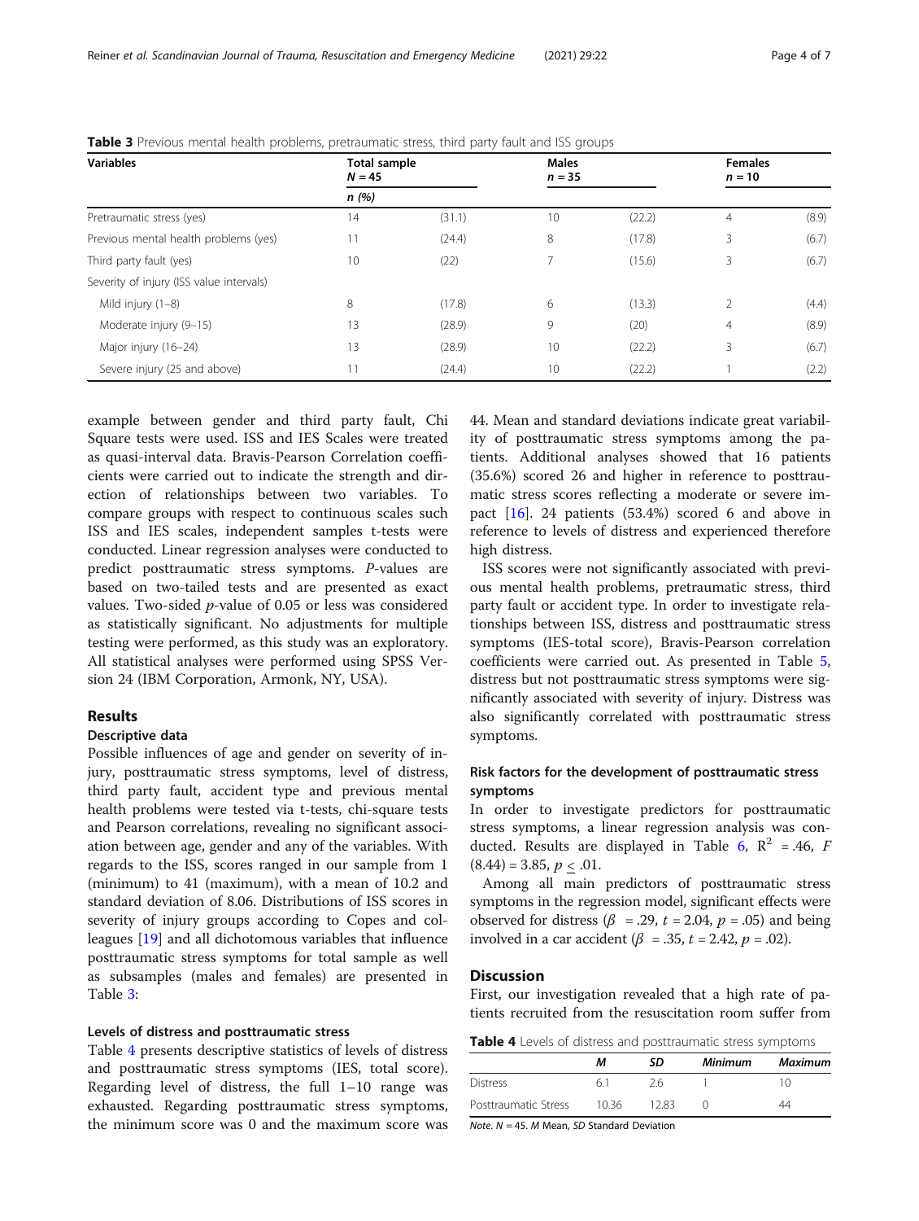**Table 3** Previous mental health problems, pretraumatic stress, third party fault and ISS groups

| Variables | Total sample $N = 45$ | | Males $n = 35$ | | Females $n = 10$ | |
|---|---|---|---|---|---|---|
| | *n (%)* | | | | | |
| Pretraumatic stress (yes) | 14 | (31.1) | 10 | (22.2) | 4 | (8.9) |
| Previous mental health problems (yes) | 11 | (24.4) | 8 | (17.8) | 3 | (6.7) |
| Third party fault (yes) | 10 | (22) | 7 | (15.6) | 3 | (6.7) |
| Severity of injury (ISS value intervals) | | | | | | |
| Mild injury (1–8) | 8 | (17.8) | 6 | (13.3) | 2 | (4.4) |
| Moderate injury (9–15) | 13 | (28.9) | 9 | (20) | 4 | (8.9) |
| Major injury (16–24) | 13 | (28.9) | 10 | (22.2) | 3 | (6.7) |
| Severe injury (25 and above) | 11 | (24.4) | 10 | (22.2) | 1 | (2.2) |

example between gender and third party fault, Chi Square tests were used. ISS and IES Scales were treated as quasi-interval data. Bravis-Pearson Correlation coefficients were carried out to indicate the strength and direction of relationships between two variables. To compare groups with respect to continuous scales such ISS and IES scales, independent samples t-tests were conducted. Linear regression analyses were conducted to predict posttraumatic stress symptoms. *P*-values are based on two-tailed tests and are presented as exact values. Two-sided *p*-value of 0.05 or less was considered as statistically significant. No adjustments for multiple testing were performed, as this study was an exploratory. All statistical analyses were performed using SPSS Version 24 (IBM Corporation, Armonk, NY, USA).

## Results

### Descriptive data

Possible influences of age and gender on severity of injury, posttraumatic stress symptoms, level of distress, third party fault, accident type and previous mental health problems were tested via t-tests, chi-square tests and Pearson correlations, revealing no significant association between age, gender and any of the variables. With regards to the ISS, scores ranged in our sample from 1 (minimum) to 41 (maximum), with a mean of 10.2 and standard deviation of 8.06. Distributions of ISS scores in severity of injury groups according to Copes and colleagues [19] and all dichotomous variables that influence posttraumatic stress symptoms for total sample as well as subsamples (males and females) are presented in Table 3:

### Levels of distress and posttraumatic stress

Table 4 presents descriptive statistics of levels of distress and posttraumatic stress symptoms (IES, total score). Regarding level of distress, the full 1–10 range was exhausted. Regarding posttraumatic stress symptoms, the minimum score was 0 and the maximum score was 44. Mean and standard deviations indicate great variability of posttraumatic stress symptoms among the patients. Additional analyses showed that 16 patients (35.6%) scored 26 and higher in reference to posttraumatic stress scores reflecting a moderate or severe impact [16]. 24 patients (53.4%) scored 6 and above in reference to levels of distress and experienced therefore high distress.

ISS scores were not significantly associated with previous mental health problems, pretraumatic stress, third party fault or accident type. In order to investigate relationships between ISS, distress and posttraumatic stress symptoms (IES-total score), Bravis-Pearson correlation coefficients were carried out. As presented in Table 5, distress but not posttraumatic stress symptoms were significantly associated with severity of injury. Distress was also significantly correlated with posttraumatic stress symptoms.

### Risk factors for the development of posttraumatic stress symptoms

In order to investigate predictors for posttraumatic stress symptoms, a linear regression analysis was conducted. Results are displayed in Table 6, $R^2 = .46$, $F(8.44) = 3.85$, $p \leq .01$.

Among all main predictors of posttraumatic stress symptoms in the regression model, significant effects were observed for distress ($\beta = .29$, $t = 2.04$, $p = .05$) and being involved in a car accident ($\beta = .35$, $t = 2.42$, $p = .02$).

## Discussion

First, our investigation revealed that a high rate of patients recruited from the resuscitation room suffer from

**Table 4** Levels of distress and posttraumatic stress symptoms

| | *M* | *SD* | *Minimum* | *Maximum* |
|---|---|---|---|---|
| Distress | 6.1 | 2.6 | 1 | 10 |
| Posttraumatic Stress | 10.36 | 12.83 | 0 | 44 |

*Note. N* = 45. *M* Mean, *SD* Standard Deviation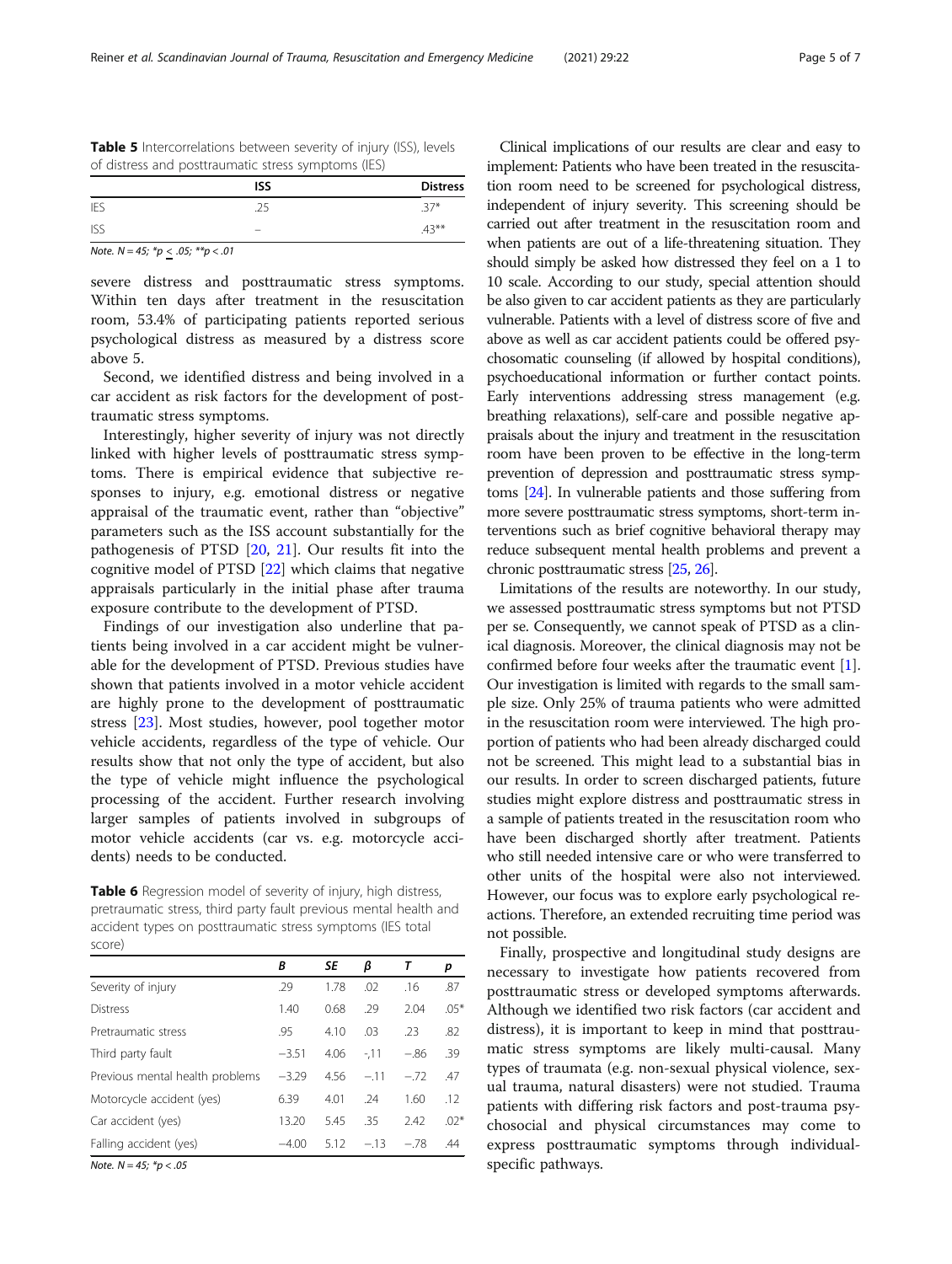**Table 5** Intercorrelations between severity of injury (ISS), levels of distress and posttraumatic stress symptoms (IES)

| | ISS | Distress |
|---|---|---|
| IES | .25 | .37* |
| ISS | – | .43** |

*Note. N* = 45; *$p \leq .05$; **$p < .01$

severe distress and posttraumatic stress symptoms. Within ten days after treatment in the resuscitation room, 53.4% of participating patients reported serious psychological distress as measured by a distress score above 5.

Second, we identified distress and being involved in a car accident as risk factors for the development of posttraumatic stress symptoms.

Interestingly, higher severity of injury was not directly linked with higher levels of posttraumatic stress symptoms. There is empirical evidence that subjective responses to injury, e.g. emotional distress or negative appraisal of the traumatic event, rather than "objective" parameters such as the ISS account substantially for the pathogenesis of PTSD [20, 21]. Our results fit into the cognitive model of PTSD [22] which claims that negative appraisals particularly in the initial phase after trauma exposure contribute to the development of PTSD.

Findings of our investigation also underline that patients being involved in a car accident might be vulnerable for the development of PTSD. Previous studies have shown that patients involved in a motor vehicle accident are highly prone to the development of posttraumatic stress [23]. Most studies, however, pool together motor vehicle accidents, regardless of the type of vehicle. Our results show that not only the type of accident, but also the type of vehicle might influence the psychological processing of the accident. Further research involving larger samples of patients involved in subgroups of motor vehicle accidents (car vs. e.g. motorcycle accidents) needs to be conducted.

**Table 6** Regression model of severity of injury, high distress, pretraumatic stress, third party fault previous mental health and accident types on posttraumatic stress symptoms (IES total score)

| | *B* | *SE* | *β* | *T* | *p* |
|---|---|---|---|---|---|
| Severity of injury | .29 | 1.78 | .02 | .16 | .87 |
| Distress | 1.40 | 0.68 | .29 | 2.04 | .05* |
| Pretraumatic stress | .95 | 4.10 | .03 | .23 | .82 |
| Third party fault | −3.51 | 4.06 | -,11 | −.86 | .39 |
| Previous mental health problems | −3.29 | 4.56 | −.11 | −.72 | .47 |
| Motorcycle accident (yes) | 6.39 | 4.01 | .24 | 1.60 | .12 |
| Car accident (yes) | 13.20 | 5.45 | .35 | 2.42 | .02* |
| Falling accident (yes) | −4.00 | 5.12 | −.13 | −.78 | .44 |

*Note. N* = 45; *$p < .05$

Clinical implications of our results are clear and easy to implement: Patients who have been treated in the resuscitation room need to be screened for psychological distress, independent of injury severity. This screening should be carried out after treatment in the resuscitation room and when patients are out of a life-threatening situation. They should simply be asked how distressed they feel on a 1 to 10 scale. According to our study, special attention should be also given to car accident patients as they are particularly vulnerable. Patients with a level of distress score of five and above as well as car accident patients could be offered psychosomatic counseling (if allowed by hospital conditions), psychoeducational information or further contact points. Early interventions addressing stress management (e.g. breathing relaxations), self-care and possible negative appraisals about the injury and treatment in the resuscitation room have been proven to be effective in the long-term prevention of depression and posttraumatic stress symptoms [24]. In vulnerable patients and those suffering from more severe posttraumatic stress symptoms, short-term interventions such as brief cognitive behavioral therapy may reduce subsequent mental health problems and prevent a chronic posttraumatic stress [25, 26].

Limitations of the results are noteworthy. In our study, we assessed posttraumatic stress symptoms but not PTSD per se. Consequently, we cannot speak of PTSD as a clinical diagnosis. Moreover, the clinical diagnosis may not be confirmed before four weeks after the traumatic event [1]. Our investigation is limited with regards to the small sample size. Only 25% of trauma patients who were admitted in the resuscitation room were interviewed. The high proportion of patients who had been already discharged could not be screened. This might lead to a substantial bias in our results. In order to screen discharged patients, future studies might explore distress and posttraumatic stress in a sample of patients treated in the resuscitation room who have been discharged shortly after treatment. Patients who still needed intensive care or who were transferred to other units of the hospital were also not interviewed. However, our focus was to explore early psychological reactions. Therefore, an extended recruiting time period was not possible.

Finally, prospective and longitudinal study designs are necessary to investigate how patients recovered from posttraumatic stress or developed symptoms afterwards. Although we identified two risk factors (car accident and distress), it is important to keep in mind that posttraumatic stress symptoms are likely multi-causal. Many types of traumata (e.g. non-sexual physical violence, sexual trauma, natural disasters) were not studied. Trauma patients with differing risk factors and post-trauma psychosocial and physical circumstances may come to express posttraumatic symptoms through individual-specific pathways.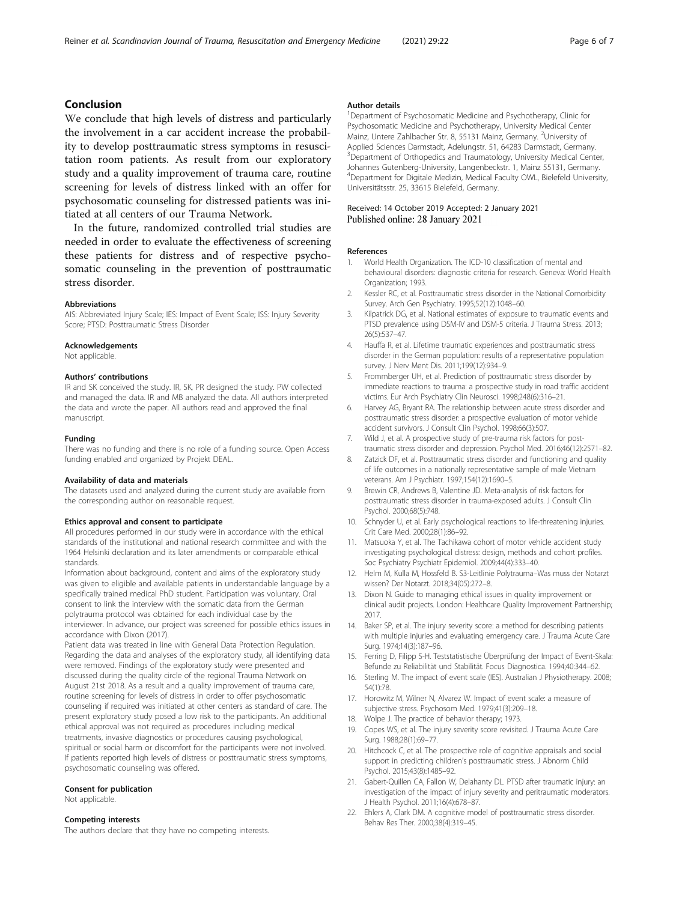## Conclusion

We conclude that high levels of distress and particularly the involvement in a car accident increase the probability to develop posttraumatic stress symptoms in resuscitation room patients. As result from our exploratory study and a quality improvement of trauma care, routine screening for levels of distress linked with an offer for psychosomatic counseling for distressed patients was initiated at all centers of our Trauma Network.

In the future, randomized controlled trial studies are needed in order to evaluate the effectiveness of screening these patients for distress and of respective psychosomatic counseling in the prevention of posttraumatic stress disorder.

### Abbreviations

AIS: Abbreviated Injury Scale; IES: Impact of Event Scale; ISS: Injury Severity Score; PTSD: Posttraumatic Stress Disorder

### Acknowledgements

Not applicable.

### Authors' contributions

IR and SK conceived the study. IR, SK, PR designed the study. PW collected and managed the data. IR and MB analyzed the data. All authors interpreted the data and wrote the paper. All authors read and approved the final manuscript.

### Funding

There was no funding and there is no role of a funding source. Open Access funding enabled and organized by Projekt DEAL.

### Availability of data and materials

The datasets used and analyzed during the current study are available from the corresponding author on reasonable request.

### Ethics approval and consent to participate

All procedures performed in our study were in accordance with the ethical standards of the institutional and national research committee and with the 1964 Helsinki declaration and its later amendments or comparable ethical standards.

Information about background, content and aims of the exploratory study was given to eligible and available patients in understandable language by a specifically trained medical PhD student. Participation was voluntary. Oral consent to link the interview with the somatic data from the German polytrauma protocol was obtained for each individual case by the interviewer. In advance, our project was screened for possible ethics issues in accordance with Dixon (2017).

Patient data was treated in line with General Data Protection Regulation. Regarding the data and analyses of the exploratory study, all identifying data were removed. Findings of the exploratory study were presented and discussed during the quality circle of the regional Trauma Network on August 21st 2018. As a result and a quality improvement of trauma care, routine screening for levels of distress in order to offer psychosomatic counseling if required was initiated at other centers as standard of care. The present exploratory study posed a low risk to the participants. An additional ethical approval was not required as procedures including medical treatments, invasive diagnostics or procedures causing psychological, spiritual or social harm or discomfort for the participants were not involved. If patients reported high levels of distress or posttraumatic stress symptoms, psychosomatic counseling was offered.

### Consent for publication

Not applicable.

### Competing interests

The authors declare that they have no competing interests.

### Author details

[1]Department of Psychosomatic Medicine and Psychotherapy, Clinic for Psychosomatic Medicine and Psychotherapy, University Medical Center Mainz, Untere Zahlbacher Str. 8, 55131 Mainz, Germany. [2]University of Applied Sciences Darmstadt, Adelungstr. 51, 64283 Darmstadt, Germany. [3]Department of Orthopedics and Traumatology, University Medical Center, Johannes Gutenberg-University, Langenbeckstr. 1, Mainz 55131, Germany. [4]Department for Digitale Medizin, Medical Faculty OWL, Bielefeld University, Universitätsstr. 25, 33615 Bielefeld, Germany.

Received: 14 October 2019 Accepted: 2 January 2021
Published online: 28 January 2021

### References

1. World Health Organization. The ICD-10 classification of mental and behavioural disorders: diagnostic criteria for research. Geneva: World Health Organization; 1993.
2. Kessler RC, et al. Posttraumatic stress disorder in the National Comorbidity Survey. Arch Gen Psychiatry. 1995;52(12):1048–60.
3. Kilpatrick DG, et al. National estimates of exposure to traumatic events and PTSD prevalence using DSM-IV and DSM-5 criteria. J Trauma Stress. 2013; 26(5):537–47.
4. Hauffa R, et al. Lifetime traumatic experiences and posttraumatic stress disorder in the German population: results of a representative population survey. J Nerv Ment Dis. 2011;199(12):934–9.
5. Frommberger UH, et al. Prediction of posttraumatic stress disorder by immediate reactions to trauma: a prospective study in road traffic accident victims. Eur Arch Psychiatry Clin Neurosci. 1998;248(6):316–21.
6. Harvey AG, Bryant RA. The relationship between acute stress disorder and posttraumatic stress disorder: a prospective evaluation of motor vehicle accident survivors. J Consult Clin Psychol. 1998;66(3):507.
7. Wild J, et al. A prospective study of pre-trauma risk factors for post-traumatic stress disorder and depression. Psychol Med. 2016;46(12):2571–82.
8. Zatzick DF, et al. Posttraumatic stress disorder and functioning and quality of life outcomes in a nationally representative sample of male Vietnam veterans. Am J Psychiatr. 1997;154(12):1690–5.
9. Brewin CR, Andrews B, Valentine JD. Meta-analysis of risk factors for posttraumatic stress disorder in trauma-exposed adults. J Consult Clin Psychol. 2000;68(5):748.
10. Schnyder U, et al. Early psychological reactions to life-threatening injuries. Crit Care Med. 2000;28(1):86–92.
11. Matsuoka Y, et al. The Tachikawa cohort of motor vehicle accident study investigating psychological distress: design, methods and cohort profiles. Soc Psychiatry Psychiatr Epidemiol. 2009;44(4):333–40.
12. Helm M, Kulla M, Hossfeld B. S3-Leitlinie Polytrauma–Was muss der Notarzt wissen? Der Notarzt. 2018;34(05):272–8.
13. Dixon N. Guide to managing ethical issues in quality improvement or clinical audit projects. London: Healthcare Quality Improvement Partnership; 2017.
14. Baker SP, et al. The injury severity score: a method for describing patients with multiple injuries and evaluating emergency care. J Trauma Acute Care Surg. 1974;14(3):187–96.
15. Ferring D, Filipp S-H. Teststatistische Überprüfung der Impact of Event-Skala: Befunde zu Reliabilität und Stabilität. Focus Diagnostica. 1994;40:344–62.
16. Sterling M. The impact of event scale (IES). Australian J Physiotherapy. 2008; 54(1):78.
17. Horowitz M, Wilner N, Alvarez W. Impact of event scale: a measure of subjective stress. Psychosom Med. 1979;41(3):209–18.
18. Wolpe J. The practice of behavior therapy; 1973.
19. Copes WS, et al. The injury severity score revisited. J Trauma Acute Care Surg. 1988;28(1):69–77.
20. Hitchcock C, et al. The prospective role of cognitive appraisals and social support in predicting children's posttraumatic stress. J Abnorm Child Psychol. 2015;43(8):1485–92.
21. Gabert-Quillen CA, Fallon W, Delahanty DL. PTSD after traumatic injury: an investigation of the impact of injury severity and peritraumatic moderators. J Health Psychol. 2011;16(4):678–87.
22. Ehlers A, Clark DM. A cognitive model of posttraumatic stress disorder. Behav Res Ther. 2000;38(4):319–45.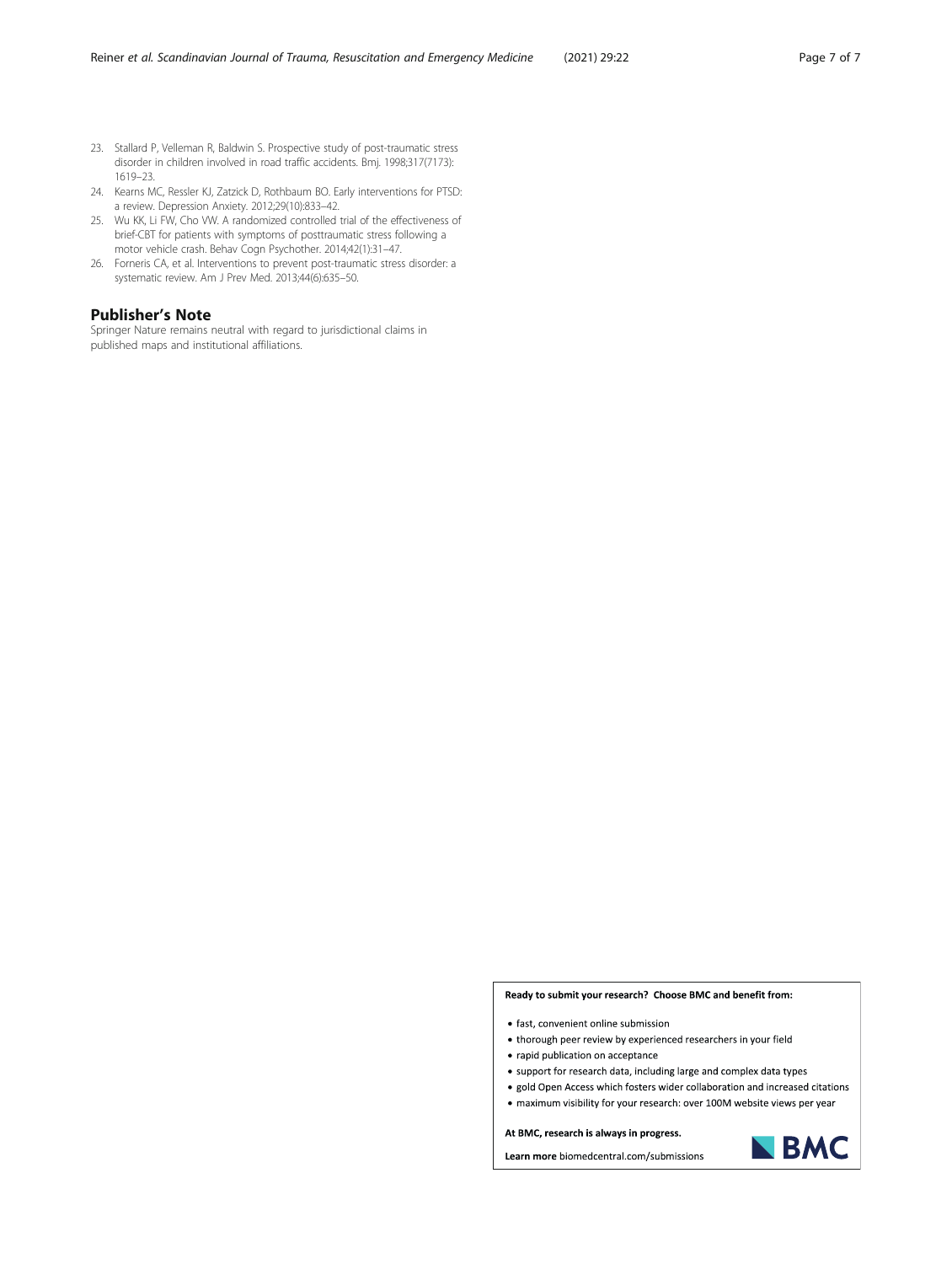23. Stallard P, Velleman R, Baldwin S. Prospective study of post-traumatic stress disorder in children involved in road traffic accidents. Bmj. 1998;317(7173): 1619–23.
24. Kearns MC, Ressler KJ, Zatzick D, Rothbaum BO. Early interventions for PTSD: a review. Depression Anxiety. 2012;29(10):833–42.
25. Wu KK, Li FW, Cho VW. A randomized controlled trial of the effectiveness of brief-CBT for patients with symptoms of posttraumatic stress following a motor vehicle crash. Behav Cogn Psychother. 2014;42(1):31–47.
26. Forneris CA, et al. Interventions to prevent post-traumatic stress disorder: a systematic review. Am J Prev Med. 2013;44(6):635–50.

## Publisher's Note

Springer Nature remains neutral with regard to jurisdictional claims in published maps and institutional affiliations.

**Ready to submit your research? Choose BMC and benefit from:**

- fast, convenient online submission
- thorough peer review by experienced researchers in your field
- rapid publication on acceptance
- support for research data, including large and complex data types
- gold Open Access which fosters wider collaboration and increased citations
- maximum visibility for your research: over 100M website views per year

**At BMC, research is always in progress.**

**Learn more** biomedcentral.com/submissions

BMC